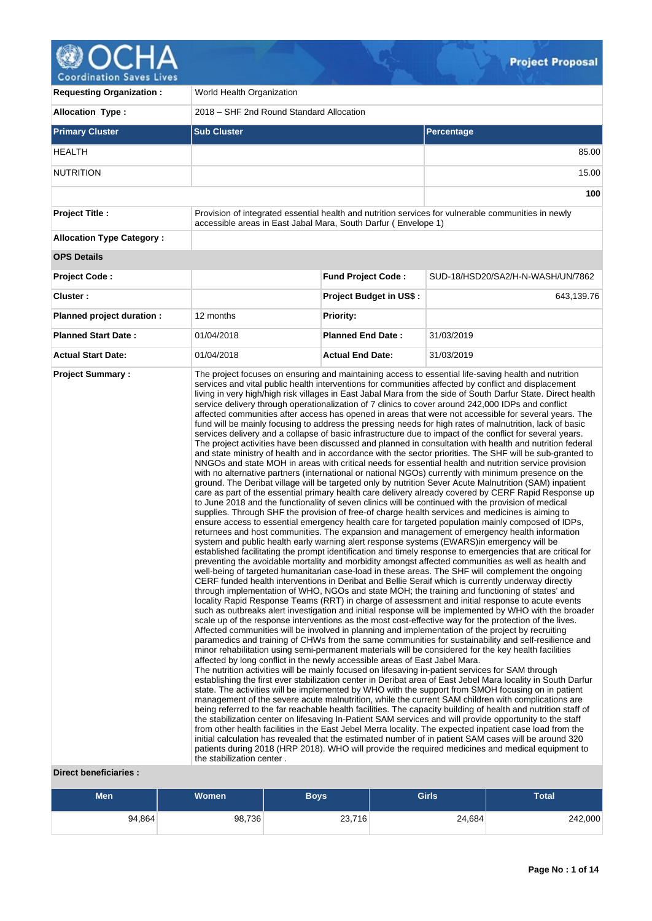# OCHA Coordination Saves Lives — Project Proposal

| | | | |
|---|---|---|---|
| **Requesting Organization :** | World Health Organization | | |
| **Allocation Type :** | 2018 – SHF 2nd Round Standard Allocation | | |

| Primary Cluster | Sub Cluster | Percentage |
|---|---|---|
| HEALTH | | 85.00 |
| NUTRITION | | 15.00 |
| | | **100** |

| | | | |
|---|---|---|---|
| **Project Title :** | Provision of integrated essential health and nutrition services for vulnerable communities in newly accessible areas in East Jabal Mara, South Darfur ( Envelope 1) | | |
| **Allocation Type Category :** | | | |
| **OPS Details** | | | |
| **Project Code :** | | **Fund Project Code :** | SUD-18/HSD20/SA2/H-N-WASH/UN/7862 |
| **Cluster :** | | **Project Budget in US$ :** | 643,139.76 |
| **Planned project duration :** | 12 months | **Priority:** | |
| **Planned Start Date :** | 01/04/2018 | **Planned End Date :** | 31/03/2019 |
| **Actual Start Date:** | 01/04/2018 | **Actual End Date:** | 31/03/2019 |

**Project Summary :**

The project focuses on ensuring and maintaining access to essential life-saving health and nutrition services and vital public health interventions for communities affected by conflict and displacement living in very high/high risk villages in East Jabal Mara from the side of South Darfur State. Direct health service delivery through operationalization of 7 clinics to cover around 242,000 IDPs and conflict affected communities after access has opened in areas that were not accessible for several years. The fund will be mainly focusing to address the pressing needs for high rates of malnutrition, lack of basic services delivery and a collapse of basic infrastructure due to impact of the conflict for several years. The project activities have been discussed and planned in consultation with health and nutrition federal and state ministry of health and in accordance with the sector priorities. The SHF will be sub-granted to NNGOs and state MOH in areas with critical needs for essential health and nutrition service provision with no alternative partners (international or national NGOs) currently with minimum presence on the ground. The Deribat village will be targeted only by nutrition Sever Acute Malnutrition (SAM) inpatient care as part of the essential primary health care delivery already covered by CERF Rapid Response up to June 2018 and the functionality of seven clinics will be continued with the provision of medical supplies. Through SHF the provision of free-of charge health services and medicines is aiming to ensure access to essential emergency health care for targeted population mainly composed of IDPs, returnees and host communities. The expansion and management of emergency health information system and public health early warning alert response systems (EWARS)in emergency will be established facilitating the prompt identification and timely response to emergencies that are critical for preventing the avoidable mortality and morbidity amongst affected communities as well as health and well-being of targeted humanitarian case-load in these areas. The SHF will complement the ongoing CERF funded health interventions in Deribat and Bellie Seraif which is currently underway directly through implementation of WHO, NGOs and state MOH; the training and functioning of states' and locality Rapid Response Teams (RRT) in charge of assessment and initial response to acute events such as outbreaks alert investigation and initial response will be implemented by WHO with the broader scale up of the response interventions as the most cost-effective way for the protection of the lives. Affected communities will be involved in planning and implementation of the project by recruiting paramedics and training of CHWs from the same communities for sustainability and self-resilience and minor rehabilitation using semi-permanent materials will be considered for the key health facilities affected by long conflict in the newly accessible areas of East Jabal Mara.
The nutrition activities will be mainly focused on lifesaving in-patient services for SAM through establishing the first ever stabilization center in Deribat area of East Jebel Mara locality in South Darfur state. The activities will be implemented by WHO with the support from SMOH focusing on in patient management of the severe acute malnutrition, while the current SAM children with complications are being referred to the far reachable health facilities. The capacity building of health and nutrition staff of the stabilization center on lifesaving In-Patient SAM services and will provide opportunity to the staff from other health facilities in the East Jebel Merra locality. The expected inpatient case load from the initial calculation has revealed that the estimated number of in patient SAM cases will be around 320 patients during 2018 (HRP 2018). WHO will provide the required medicines and medical equipment to the stabilization center .

**Direct beneficiaries :**

| Men | Women | Boys | Girls | Total |
|---|---|---|---|---|
| 94,864 | 98,736 | 23,716 | 24,684 | 242,000 |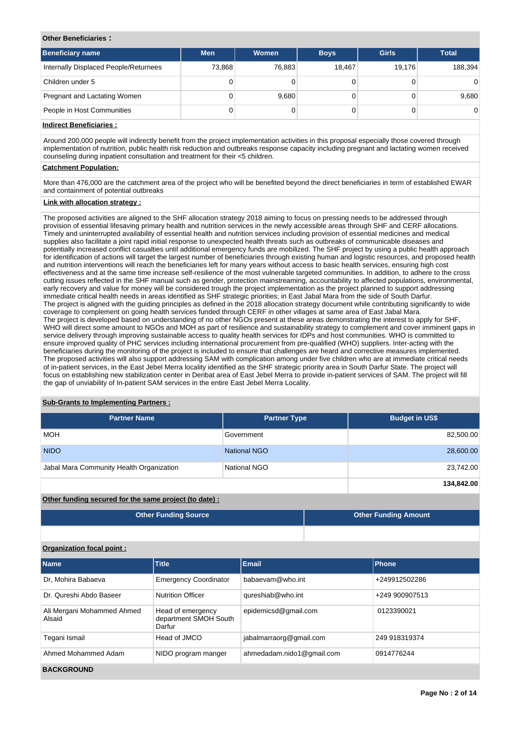**Other Beneficiaries :**

| Beneficiary name | Men | Women | Boys | Girls | Total |
|---|---|---|---|---|---|
| Internally Displaced People/Returnees | 73,868 | 76,883 | 18,467 | 19,176 | 188,394 |
| Children under 5 | 0 | 0 | 0 | 0 | 0 |
| Pregnant and Lactating Women | 0 | 9,680 | 0 | 0 | 9,680 |
| People in Host Communities | 0 | 0 | 0 | 0 | 0 |

**Indirect Beneficiaries :**

Around 200,000 people will indirectly benefit from the project implementation activities in this proposal especially those covered through implementation of nutrition, public health risk reduction and outbreaks response capacity including pregnant and lactating women received counseling during inpatient consultation and treatment for their <5 children.

**Catchment Population:**

More than 476,000 are the catchment area of the project who will be benefited beyond the direct beneficiaries in term of established EWAR and containment of potential outbreaks

**Link with allocation strategy :**

The proposed activities are aligned to the SHF allocation strategy 2018 aiming to focus on pressing needs to be addressed through provision of essential lifesaving primary health and nutrition services in the newly accessible areas through SHF and CERF allocations. Timely and uninterrupted availability of essential health and nutrition services including provision of essential medicines and medical supplies also facilitate a joint rapid initial response to unexpected health threats such as outbreaks of communicable diseases and potentially increased conflict casualties until additional emergency funds are mobilized. The SHF project by using a public health approach for identification of actions will target the largest number of beneficiaries through existing human and logistic resources, and proposed health and nutrition interventions will reach the beneficiaries left for many years without access to basic health services, ensuring high cost effectiveness and at the same time increase self-resilience of the most vulnerable targeted communities. In addition, to adhere to the cross cutting issues reflected in the SHF manual such as gender, protection mainstreaming, accountability to affected populations, environmental, early recovery and value for money will be considered trough the project implementation as the project planned to support addressing immediate critical health needs in areas identified as SHF strategic priorities; in East Jabal Mara from the side of South Darfur.
The project is aligned with the guiding principles as defined in the 2018 allocation strategy document while contributing significantly to wide coverage to complement on going health services funded through CERF in other villages at same area of East Jabal Mara.
The project is developed based on understanding of no other NGOs present at these areas demonstrating the interest to apply for SHF, WHO will direct some amount to NGOs and MOH as part of resilience and sustainability strategy to complement and cover imminent gaps in service delivery through improving sustainable access to quality health services for IDPs and host communities. WHO is committed to ensure improved quality of PHC services including international procurement from pre-qualified (WHO) suppliers. Inter-acting with the beneficiaries during the monitoring of the project is included to ensure that challenges are heard and corrective measures implemented.
The proposed activities will also support addressing SAM with complication among under five children who are at immediate critical needs of in-patient services, in the East Jebel Merra locality identified as the SHF strategic priority area in South Darfur State. The project will focus on establishing new stabilization center in Deribat area of East Jebel Merra to provide in-patient services of SAM. The project will fill the gap of unviability of In-patient SAM services in the entire East Jebel Merra Locality.

**Sub-Grants to Implementing Partners :**

| Partner Name | Partner Type | Budget in US$ |
|---|---|---|
| MOH | Government | 82,500.00 |
| NIDO | National NGO | 28,600.00 |
| Jabal Mara Community Health Organization | National NGO | 23,742.00 |
| | | **134,842.00** |

**Other funding secured for the same project (to date) :**

| Other Funding Source | Other Funding Amount |
|---|---|
| | |

**Organization focal point :**

| Name | Title | Email | Phone |
|---|---|---|---|
| Dr, Mohira Babaeva | Emergency Coordinator | babaevam@who.int | +249912502286 |
| Dr. Qureshi Abdo Baseer | Nutrition Officer | qureshiab@who.int | +249 900907513 |
| Ali Mergani Mohammed Ahmed Alsaid | Head of emergency department SMOH South Darfur | epidemicsd@gmail.com | 0123390021 |
| Tegani Ismail | Head of JMCO | jabalmarraorg@gmail.com | 249 918319374 |
| Ahmed Mohammed Adam | NIDO program manger | ahmedadam.nido1@gmail.com | 0914776244 |

**BACKGROUND**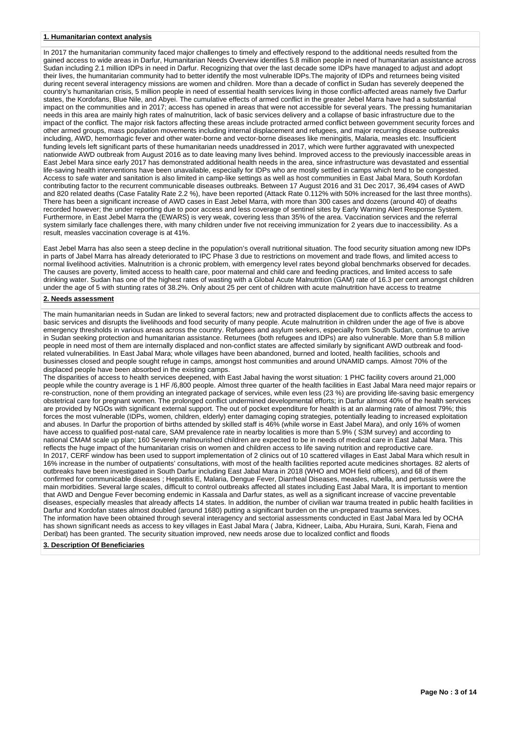## 1. Humanitarian context analysis

In 2017 the humanitarian community faced major challenges to timely and effectively respond to the additional needs resulted from the gained access to wide areas in Darfur, Humanitarian Needs Overview identifies 5.8 million people in need of humanitarian assistance across Sudan including 2.1 million IDPs in need in Darfur. Recognizing that over the last decade some IDPs have managed to adjust and adopt their lives, the humanitarian community had to better identify the most vulnerable IDPs.The majority of IDPs and returnees being visited during recent several interagency missions are women and children. More than a decade of conflict in Sudan has severely deepened the country's humanitarian crisis, 5 million people in need of essential health services living in those conflict-affected areas namely five Darfur states, the Kordofans, Blue Nile, and Abyei. The cumulative effects of armed conflict in the greater Jebel Marra have had a substantial impact on the communities and in 2017; access has opened in areas that were not accessible for several years. The pressing humanitarian needs in this area are mainly high rates of malnutrition, lack of basic services delivery and a collapse of basic infrastructure due to the impact of the conflict. The major risk factors affecting these areas include protracted armed conflict between government security forces and other armed groups, mass population movements including internal displacement and refugees, and major recurring disease outbreaks including, AWD, hemorrhagic fever and other water-borne and vector-borne diseases like meningitis, Malaria, measles etc. Insufficient funding levels left significant parts of these humanitarian needs unaddressed in 2017, which were further aggravated with unexpected nationwide AWD outbreak from August 2016 as to date leaving many lives behind. Improved access to the previously inaccessible areas in East Jebel Mara since early 2017 has demonstrated additional health needs in the area, since infrastructure was devastated and essential life-saving health interventions have been unavailable, especially for IDPs who are mostly settled in camps which tend to be congested. Access to safe water and sanitation is also limited in camp-like settings as well as host communities in East Jabal Mara, South Kordofan contributing factor to the recurrent communicable diseases outbreaks. Between 17 August 2016 and 31 Dec 2017, 36,494 cases of AWD and 820 related deaths (Case Fatality Rate 2.2 %), have been reported (Attack Rate 0.112% with 50% increased for the last three months). There has been a significant increase of AWD cases in East Jebel Marra, with more than 300 cases and dozens (around 40) of deaths recorded however; the under reporting due to poor access and less coverage of sentinel sites by Early Warning Alert Response System. Furthermore, in East Jebel Marra the (EWARS) is very weak, covering less than 35% of the area. Vaccination services and the referral system similarly face challenges there, with many children under five not receiving immunization for 2 years due to inaccessibility. As a result, measles vaccination coverage is at 41%.

East Jebel Marra has also seen a steep decline in the population's overall nutritional situation. The food security situation among new IDPs in parts of Jabel Marra has already deteriorated to IPC Phase 3 due to restrictions on movement and trade flows, and limited access to normal livelihood activities. Malnutrition is a chronic problem, with emergency level rates beyond global benchmarks observed for decades. The causes are poverty, limited access to health care, poor maternal and child care and feeding practices, and limited access to safe drinking water. Sudan has one of the highest rates of wasting with a Global Acute Malnutrition (GAM) rate of 16.3 per cent amongst children under the age of 5 with stunting rates of 38.2%. Only about 25 per cent of children with acute malnutrition have access to treatme

## 2. Needs assessment

The main humanitarian needs in Sudan are linked to several factors; new and protracted displacement due to conflicts affects the access to basic services and disrupts the livelihoods and food security of many people. Acute malnutrition in children under the age of five is above emergency thresholds in various areas across the country. Refugees and asylum seekers, especially from South Sudan, continue to arrive in Sudan seeking protection and humanitarian assistance. Returnees (both refugees and IDPs) are also vulnerable. More than 5.8 million people in need most of them are internally displaced and non-conflict states are affected similarly by significant AWD outbreak and food-related vulnerabilities. In East Jabal Mara; whole villages have been abandoned, burned and looted, health facilities, schools and businesses closed and people sought refuge in camps, amongst host communities and around UNAMID camps. Almost 70% of the displaced people have been absorbed in the existing camps.

The disparities of access to health services deepened, with East Jabal having the worst situation: 1 PHC facility covers around 21,000 people while the country average is 1 HF /6,800 people. Almost three quarter of the health facilities in East Jabal Mara need major repairs or re-construction, none of them providing an integrated package of services, while even less (23 %) are providing life-saving basic emergency obstetrical care for pregnant women. The prolonged conflict undermined developmental efforts; in Darfur almost 40% of the health services are provided by NGOs with significant external support. The out of pocket expenditure for health is at an alarming rate of almost 79%; this forces the most vulnerable (IDPs, women, children, elderly) enter damaging coping strategies, potentially leading to increased exploitation and abuses. In Darfur the proportion of births attended by skilled staff is 46% (while worse in East Jabel Mara), and only 16% of women have access to qualified post-natal care, SAM prevalence rate in nearby localities is more than 5.9% ( S3M survey) and according to national CMAM scale up plan; 160 Severely malnourished children are expected to be in needs of medical care in East Jabal Mara. This reflects the huge impact of the humanitarian crisis on women and children access to life saving nutrition and reproductive care.

In 2017, CERF window has been used to support implementation of 2 clinics out of 10 scattered villages in East Jabal Mara which result in 16% increase in the number of outpatients' consultations, with most of the health facilities reported acute medicines shortages. 82 alerts of outbreaks have been investigated in South Darfur including East Jabal Mara in 2018 (WHO and MOH field officers), and 68 of them confirmed for communicable diseases ; Hepatitis E, Malaria, Dengue Fever, Diarrheal Diseases, measles, rubella, and pertussis were the main morbidities. Several large scales, difficult to control outbreaks affected all states including East Jabal Mara, It is important to mention that AWD and Dengue Fever becoming endemic in Kassala and Darfur states, as well as a significant increase of vaccine preventable diseases, especially measles that already affects 14 states. In addition, the number of civilian war trauma treated in public health facilities in Darfur and Kordofan states almost doubled (around 1680) putting a significant burden on the un-prepared trauma services.

The information have been obtained through several interagency and sectorial assessments conducted in East Jabal Mara led by OCHA has shown significant needs as access to key villages in East Jabal Mara ( Jabra, Kidneer, Laiba, Abu Huraira, Suni, Karah, Fiena and Deribat) has been granted. The security situation improved, new needs arose due to localized conflict and floods

## 3. Description Of Beneficiaries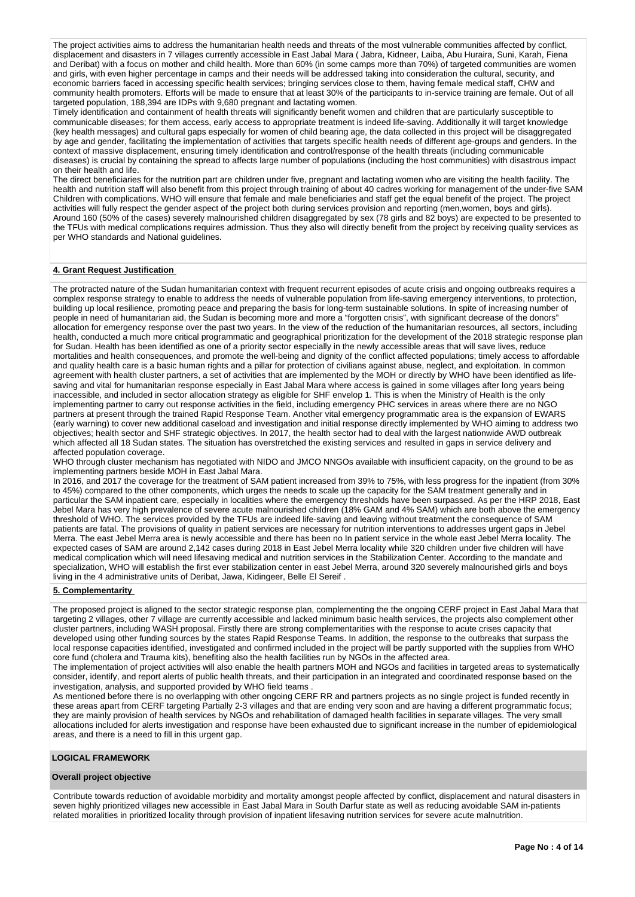The project activities aims to address the humanitarian health needs and threats of the most vulnerable communities affected by conflict, displacement and disasters in 7 villages currently accessible in East Jabal Mara ( Jabra, Kidneer, Laiba, Abu Huraira, Suni, Karah, Fiena and Deribat) with a focus on mother and child health. More than 60% (in some camps more than 70%) of targeted communities are women and girls, with even higher percentage in camps and their needs will be addressed taking into consideration the cultural, security, and economic barriers faced in accessing specific health services; bringing services close to them, having female medical staff, CHW and community health promoters. Efforts will be made to ensure that at least 30% of the participants to in-service training are female. Out of all targeted population, 188,394 are IDPs with 9,680 pregnant and lactating women.

Timely identification and containment of health threats will significantly benefit women and children that are particularly susceptible to communicable diseases; for them access, early access to appropriate treatment is indeed life-saving. Additionally it will target knowledge (key health messages) and cultural gaps especially for women of child bearing age, the data collected in this project will be disaggregated by age and gender, facilitating the implementation of activities that targets specific health needs of different age-groups and genders. In the context of massive displacement, ensuring timely identification and control/response of the health threats (including communicable diseases) is crucial by containing the spread to affects large number of populations (including the host communities) with disastrous impact on their health and life.

The direct beneficiaries for the nutrition part are children under five, pregnant and lactating women who are visiting the health facility. The health and nutrition staff will also benefit from this project through training of about 40 cadres working for management of the under-five SAM Children with complications. WHO will ensure that female and male beneficiaries and staff get the equal benefit of the project. The project activities will fully respect the gender aspect of the project both during services provision and reporting (men,women, boys and girls). Around 160 (50% of the cases) severely malnourished children disaggregated by sex (78 girls and 82 boys) are expected to be presented to the TFUs with medical complications requires admission. Thus they also will directly benefit from the project by receiving quality services as per WHO standards and National guidelines.

## 4. Grant Request Justification

The protracted nature of the Sudan humanitarian context with frequent recurrent episodes of acute crisis and ongoing outbreaks requires a complex response strategy to enable to address the needs of vulnerable population from life-saving emergency interventions, to protection, building up local resilience, promoting peace and preparing the basis for long-term sustainable solutions. In spite of increasing number of people in need of humanitarian aid, the Sudan is becoming more and more a "forgotten crisis", with significant decrease of the donors" allocation for emergency response over the past two years. In the view of the reduction of the humanitarian resources, all sectors, including health, conducted a much more critical programmatic and geographical prioritization for the development of the 2018 strategic response plan for Sudan. Health has been identified as one of a priority sector especially in the newly accessible areas that will save lives, reduce mortalities and health consequences, and promote the well-being and dignity of the conflict affected populations; timely access to affordable and quality health care is a basic human rights and a pillar for protection of civilians against abuse, neglect, and exploitation. In common agreement with health cluster partners, a set of activities that are implemented by the MOH or directly by WHO have been identified as life-saving and vital for humanitarian response especially in East Jabal Mara where access is gained in some villages after long years being inaccessible, and included in sector allocation strategy as eligible for SHF envelop 1. This is when the Ministry of Health is the only implementing partner to carry out response activities in the field, including emergency PHC services in areas where there are no NGO partners at present through the trained Rapid Response Team. Another vital emergency programmatic area is the expansion of EWARS (early warning) to cover new additional caseload and investigation and initial response directly implemented by WHO aiming to address two objectives; health sector and SHF strategic objectives. In 2017, the health sector had to deal with the largest nationwide AWD outbreak which affected all 18 Sudan states. The situation has overstretched the existing services and resulted in gaps in service delivery and affected population coverage.

WHO through cluster mechanism has negotiated with NIDO and JMCO NNGOs available with insufficient capacity, on the ground to be as implementing partners beside MOH in East Jabal Mara.

In 2016, and 2017 the coverage for the treatment of SAM patient increased from 39% to 75%, with less progress for the inpatient (from 30% to 45%) compared to the other components, which urges the needs to scale up the capacity for the SAM treatment generally and in particular the SAM inpatient care, especially in localities where the emergency thresholds have been surpassed. As per the HRP 2018, East Jebel Mara has very high prevalence of severe acute malnourished children (18% GAM and 4% SAM) which are both above the emergency threshold of WHO. The services provided by the TFUs are indeed life-saving and leaving without treatment the consequence of SAM patients are fatal. The provisions of quality in patient services are necessary for nutrition interventions to addresses urgent gaps in Jebel Merra. The east Jebel Merra area is newly accessible and there has been no In patient service in the whole east Jebel Merra locality. The expected cases of SAM are around 2,142 cases during 2018 in East Jebel Merra locality while 320 children under five children will have medical complication which will need lifesaving medical and nutrition services in the Stabilization Center. According to the mandate and specialization, WHO will establish the first ever stabilization center in east Jebel Merra, around 320 severely malnourished girls and boys living in the 4 administrative units of Deribat, Jawa, Kidingeer, Belle El Sereif .

## 5. Complementarity

The proposed project is aligned to the sector strategic response plan, complementing the the ongoing CERF project in East Jabal Mara that targeting 2 villages, other 7 village are currently accessible and lacked minimum basic health services, the projects also complement other cluster partners, including WASH proposal. Firstly there are strong complementarities with the response to acute crises capacity that developed using other funding sources by the states Rapid Response Teams. In addition, the response to the outbreaks that surpass the local response capacities identified, investigated and confirmed included in the project will be partly supported with the supplies from WHO core fund (cholera and Trauma kits), benefiting also the health facilities run by NGOs in the affected area.

The implementation of project activities will also enable the health partners MOH and NGOs and facilities in targeted areas to systematically consider, identify, and report alerts of public health threats, and their participation in an integrated and coordinated response based on the investigation, analysis, and supported provided by WHO field teams .

As mentioned before there is no overlapping with other ongoing CERF RR and partners projects as no single project is funded recently in these areas apart from CERF targeting Partially 2-3 villages and that are ending very soon and are having a different programmatic focus; they are mainly provision of health services by NGOs and rehabilitation of damaged health facilities in separate villages. The very small allocations included for alerts investigation and response have been exhausted due to significant increase in the number of epidemiological areas, and there is a need to fill in this urgent gap.

## LOGICAL FRAMEWORK

### Overall project objective

Contribute towards reduction of avoidable morbidity and mortality amongst people affected by conflict, displacement and natural disasters in seven highly prioritized villages new accessible in East Jabal Mara in South Darfur state as well as reducing avoidable SAM in-patients related moralities in prioritized locality through provision of inpatient lifesaving nutrition services for severe acute malnutrition.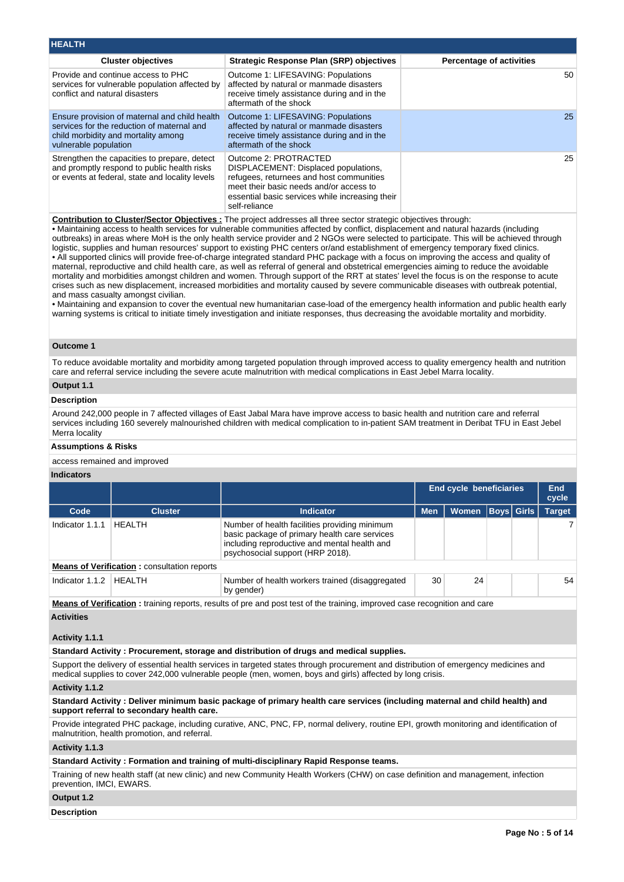## HEALTH

| Cluster objectives | Strategic Response Plan (SRP) objectives | Percentage of activities |
|---|---|---|
| Provide and continue access to PHC services for vulnerable population affected by conflict and natural disasters | Outcome 1: LIFESAVING: Populations affected by natural or manmade disasters receive timely assistance during and in the aftermath of the shock | 50 |
| Ensure provision of maternal and child health services for the reduction of maternal and child morbidity and mortality among vulnerable population | Outcome 1: LIFESAVING: Populations affected by natural or manmade disasters receive timely assistance during and in the aftermath of the shock | 25 |
| Strengthen the capacities to prepare, detect and promptly respond to public health risks or events at federal, state and locality levels | Outcome 2: PROTRACTED DISPLACEMENT: Displaced populations, refugees, returnees and host communities meet their basic needs and/or access to essential basic services while increasing their self-reliance | 25 |

**Contribution to Cluster/Sector Objectives :** The project addresses all three sector strategic objectives through:
• Maintaining access to health services for vulnerable communities affected by conflict, displacement and natural hazards (including outbreaks) in areas where MoH is the only health service provider and 2 NGOs were selected to participate. This will be achieved through logistic, supplies and human resources' support to existing PHC centers or/and establishment of emergency temporary fixed clinics.
• All supported clinics will provide free-of-charge integrated standard PHC package with a focus on improving the access and quality of maternal, reproductive and child health care, as well as referral of general and obstetrical emergencies aiming to reduce the avoidable mortality and morbidities amongst children and women. Through support of the RRT at states' level the focus is on the response to acute crises such as new displacement, increased morbidities and mortality caused by severe communicable diseases with outbreak potential, and mass casualty amongst civilian.
• Maintaining and expansion to cover the eventual new humanitarian case-load of the emergency health information and public health early warning systems is critical to initiate timely investigation and initiate responses, thus decreasing the avoidable mortality and morbidity.

### Outcome 1

To reduce avoidable mortality and morbidity among targeted population through improved access to quality emergency health and nutrition care and referral service including the severe acute malnutrition with medical complications in East Jebel Marra locality.

### Output 1.1

**Description**

Around 242,000 people in 7 affected villages of East Jabal Mara have improve access to basic health and nutrition care and referral services including 160 severely malnourished children with medical complication to in-patient SAM treatment in Deribat TFU in East Jebel Merra locality

**Assumptions & Risks**

access remained and improved

**Indicators**

| | | | End cycle beneficiaries | | | | End cycle |
|---|---|---|---|---|---|---|---|
| Code | Cluster | Indicator | Men | Women | Boys | Girls | Target |
| Indicator 1.1.1 | HEALTH | Number of health facilities providing minimum basic package of primary health care services including reproductive and mental health and psychosocial support (HRP 2018). | | | | | 7 |
| Indicator 1.1.2 | HEALTH | Number of health workers trained (disaggregated by gender) | 30 | 24 | | | 54 |

**Means of Verification :** consultation reports (Indicator 1.1.1)

**Means of Verification :** training reports, results of pre and post test of the training, improved case recognition and care (Indicator 1.1.2)

**Activities**

**Activity 1.1.1**

**Standard Activity : Procurement, storage and distribution of drugs and medical supplies.**

Support the delivery of essential health services in targeted states through procurement and distribution of emergency medicines and medical supplies to cover 242,000 vulnerable people (men, women, boys and girls) affected by long crisis.

**Activity 1.1.2**

**Standard Activity : Deliver minimum basic package of primary health care services (including maternal and child health) and support referral to secondary health care.**

Provide integrated PHC package, including curative, ANC, PNC, FP, normal delivery, routine EPI, growth monitoring and identification of malnutrition, health promotion, and referral.

**Activity 1.1.3**

**Standard Activity : Formation and training of multi-disciplinary Rapid Response teams.**

Training of new health staff (at new clinic) and new Community Health Workers (CHW) on case definition and management, infection prevention, IMCI, EWARS.

### Output 1.2

**Description**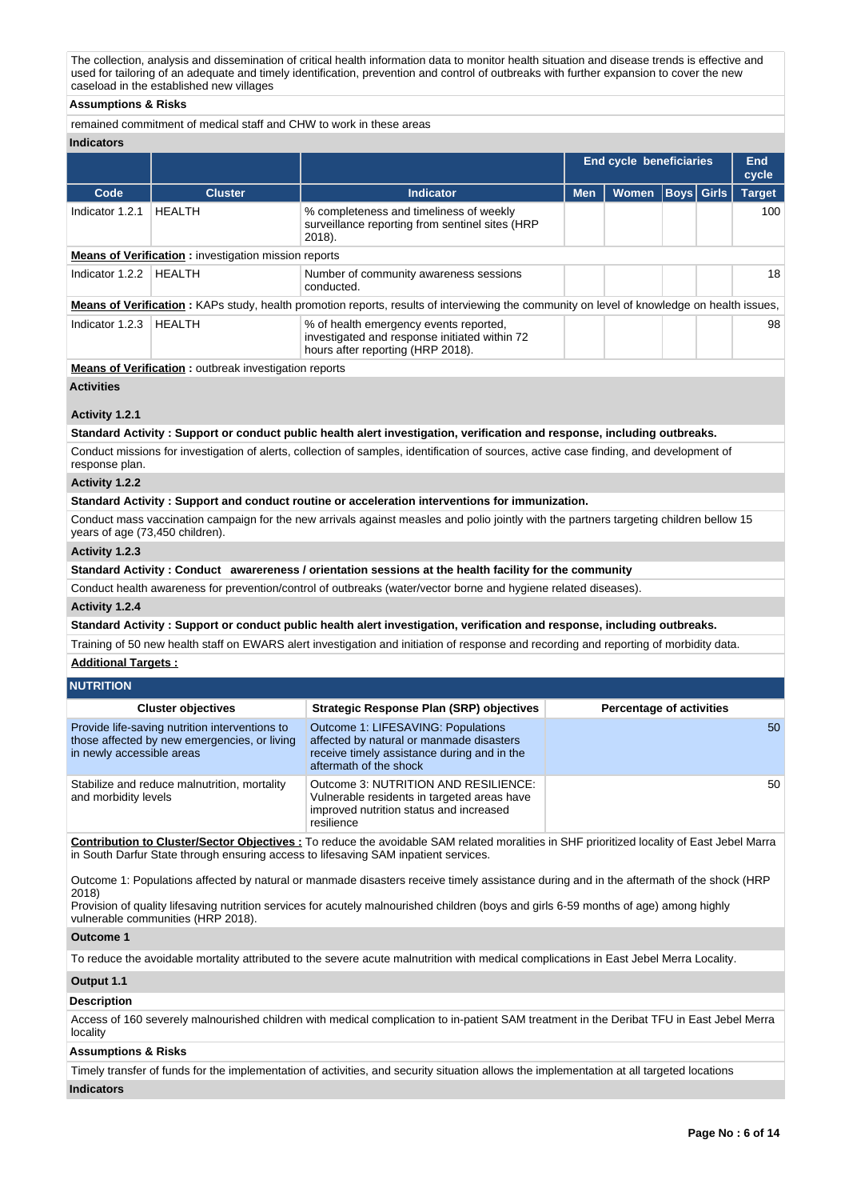The collection, analysis and dissemination of critical health information data to monitor health situation and disease trends is effective and used for tailoring of an adequate and timely identification, prevention and control of outbreaks with further expansion to cover the new caseload in the established new villages

**Assumptions & Risks**

remained commitment of medical staff and CHW to work in these areas

**Indicators**

| | | | End cycle beneficiaries | | | | End cycle |
|---|---|---|---|---|---|---|---|
| **Code** | **Cluster** | **Indicator** | **Men** | **Women** | **Boys** | **Girls** | **Target** |
| Indicator 1.2.1 | HEALTH | % completeness and timeliness of weekly surveillance reporting from sentinel sites (HRP 2018). | | | | | 100 |

**Means of Verification :** investigation mission reports

| | | | | | | | |
|---|---|---|---|---|---|---|---|
| Indicator 1.2.2 | HEALTH | Number of community awareness sessions conducted. | | | | | 18 |

**Means of Verification :** KAPs study, health promotion reports, results of interviewing the community on level of knowledge on health issues,

| | | | | | | | |
|---|---|---|---|---|---|---|---|
| Indicator 1.2.3 | HEALTH | % of health emergency events reported, investigated and response initiated within 72 hours after reporting (HRP 2018). | | | | | 98 |

**Means of Verification :** outbreak investigation reports

**Activities**

**Activity 1.2.1**

**Standard Activity : Support or conduct public health alert investigation, verification and response, including outbreaks.**

Conduct missions for investigation of alerts, collection of samples, identification of sources, active case finding, and development of response plan.

**Activity 1.2.2**

**Standard Activity : Support and conduct routine or acceleration interventions for immunization.**

Conduct mass vaccination campaign for the new arrivals against measles and polio jointly with the partners targeting children bellow 15 years of age (73,450 children).

**Activity 1.2.3**

**Standard Activity : Conduct awarereness / orientation sessions at the health facility for the community**

Conduct health awareness for prevention/control of outbreaks (water/vector borne and hygiene related diseases).

**Activity 1.2.4**

**Standard Activity : Support or conduct public health alert investigation, verification and response, including outbreaks.**

Training of 50 new health staff on EWARS alert investigation and initiation of response and recording and reporting of morbidity data.

**Additional Targets :**

## NUTRITION

| Cluster objectives | Strategic Response Plan (SRP) objectives | Percentage of activities |
|---|---|---|
| Provide life-saving nutrition interventions to those affected by new emergencies, or living in newly accessible areas | Outcome 1: LIFESAVING: Populations affected by natural or manmade disasters receive timely assistance during and in the aftermath of the shock | 50 |
| Stabilize and reduce malnutrition, mortality and morbidity levels | Outcome 3: NUTRITION AND RESILIENCE: Vulnerable residents in targeted areas have improved nutrition status and increased resilience | 50 |

**Contribution to Cluster/Sector Objectives :** To reduce the avoidable SAM related moralities in SHF prioritized locality of East Jebel Marra in South Darfur State through ensuring access to lifesaving SAM inpatient services.

Outcome 1: Populations affected by natural or manmade disasters receive timely assistance during and in the aftermath of the shock (HRP 2018)
Provision of quality lifesaving nutrition services for acutely malnourished children (boys and girls 6-59 months of age) among highly vulnerable communities (HRP 2018).

**Outcome 1**

To reduce the avoidable mortality attributed to the severe acute malnutrition with medical complications in East Jebel Merra Locality.

**Output 1.1**

**Description**

Access of 160 severely malnourished children with medical complication to in-patient SAM treatment in the Deribat TFU in East Jebel Merra locality

**Assumptions & Risks**

Timely transfer of funds for the implementation of activities, and security situation allows the implementation at all targeted locations

**Indicators**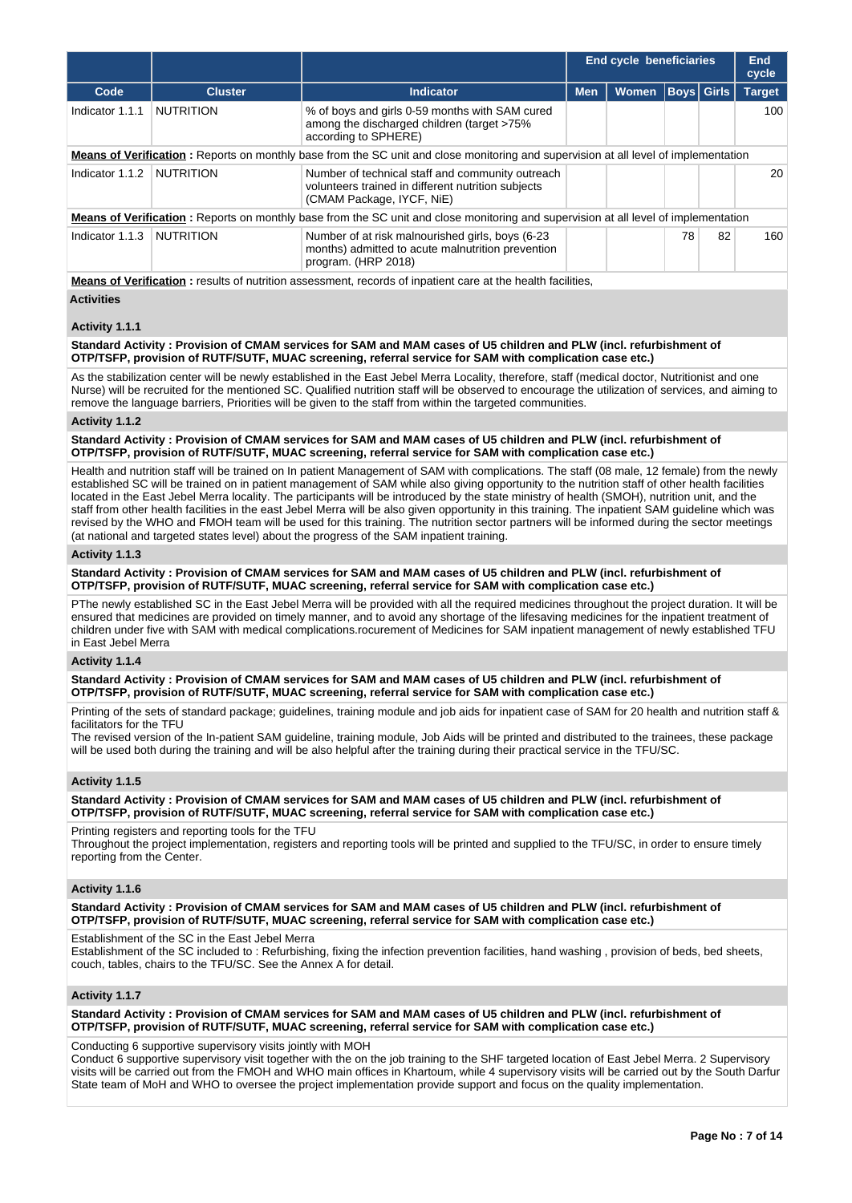| | | | End cycle beneficiaries | | | | End cycle |
|---|---|---|---|---|---|---|---|
| Code | Cluster | Indicator | Men | Women | Boys | Girls | Target |
| Indicator 1.1.1 | NUTRITION | % of boys and girls 0-59 months with SAM cured among the discharged children (target >75% according to SPHERE) | | | | | 100 |

**Means of Verification :** Reports on monthly base from the SC unit and close monitoring and supervision at all level of implementation

| Code | Cluster | Indicator | Men | Women | Boys | Girls | Target |
|---|---|---|---|---|---|---|---|
| Indicator 1.1.2 | NUTRITION | Number of technical staff and community outreach volunteers trained in different nutrition subjects (CMAM Package, IYCF, NiE) | | | | | 20 |

**Means of Verification :** Reports on monthly base from the SC unit and close monitoring and supervision at all level of implementation

| Code | Cluster | Indicator | Men | Women | Boys | Girls | Target |
|---|---|---|---|---|---|---|---|
| Indicator 1.1.3 | NUTRITION | Number of at risk malnourished girls, boys (6-23 months) admitted to acute malnutrition prevention program. (HRP 2018) | | | 78 | 82 | 160 |

**Means of Verification :** results of nutrition assessment, records of inpatient care at the health facilities,

**Activities**

**Activity 1.1.1**

**Standard Activity : Provision of CMAM services for SAM and MAM cases of U5 children and PLW (incl. refurbishment of OTP/TSFP, provision of RUTF/SUTF, MUAC screening, referral service for SAM with complication case etc.)**

As the stabilization center will be newly established in the East Jebel Merra Locality, therefore, staff (medical doctor, Nutritionist and one Nurse) will be recruited for the mentioned SC. Qualified nutrition staff will be observed to encourage the utilization of services, and aiming to remove the language barriers, Priorities will be given to the staff from within the targeted communities.

**Activity 1.1.2**

**Standard Activity : Provision of CMAM services for SAM and MAM cases of U5 children and PLW (incl. refurbishment of OTP/TSFP, provision of RUTF/SUTF, MUAC screening, referral service for SAM with complication case etc.)**

Health and nutrition staff will be trained on In patient Management of SAM with complications. The staff (08 male, 12 female) from the newly established SC will be trained on in patient management of SAM while also giving opportunity to the nutrition staff of other health facilities located in the East Jebel Merra locality. The participants will be introduced by the state ministry of health (SMOH), nutrition unit, and the staff from other health facilities in the east Jebel Merra will be also given opportunity in this training. The inpatient SAM guideline which was revised by the WHO and FMOH team will be used for this training. The nutrition sector partners will be informed during the sector meetings (at national and targeted states level) about the progress of the SAM inpatient training.

**Activity 1.1.3**

**Standard Activity : Provision of CMAM services for SAM and MAM cases of U5 children and PLW (incl. refurbishment of OTP/TSFP, provision of RUTF/SUTF, MUAC screening, referral service for SAM with complication case etc.)**

PThe newly established SC in the East Jebel Merra will be provided with all the required medicines throughout the project duration. It will be ensured that medicines are provided on timely manner, and to avoid any shortage of the lifesaving medicines for the inpatient treatment of children under five with SAM with medical complications.rocurement of Medicines for SAM inpatient management of newly established TFU in East Jebel Merra

**Activity 1.1.4**

**Standard Activity : Provision of CMAM services for SAM and MAM cases of U5 children and PLW (incl. refurbishment of OTP/TSFP, provision of RUTF/SUTF, MUAC screening, referral service for SAM with complication case etc.)**

Printing of the sets of standard package; guidelines, training module and job aids for inpatient case of SAM for 20 health and nutrition staff & facilitators for the TFU
The revised version of the In-patient SAM guideline, training module, Job Aids will be printed and distributed to the trainees, these package will be used both during the training and will be also helpful after the training during their practical service in the TFU/SC.

**Activity 1.1.5**

**Standard Activity : Provision of CMAM services for SAM and MAM cases of U5 children and PLW (incl. refurbishment of OTP/TSFP, provision of RUTF/SUTF, MUAC screening, referral service for SAM with complication case etc.)**

Printing registers and reporting tools for the TFU
Throughout the project implementation, registers and reporting tools will be printed and supplied to the TFU/SC, in order to ensure timely reporting from the Center.

**Activity 1.1.6**

**Standard Activity : Provision of CMAM services for SAM and MAM cases of U5 children and PLW (incl. refurbishment of OTP/TSFP, provision of RUTF/SUTF, MUAC screening, referral service for SAM with complication case etc.)**

Establishment of the SC in the East Jebel Merra
Establishment of the SC included to : Refurbishing, fixing the infection prevention facilities, hand washing , provision of beds, bed sheets, couch, tables, chairs to the TFU/SC. See the Annex A for detail.

**Activity 1.1.7**

**Standard Activity : Provision of CMAM services for SAM and MAM cases of U5 children and PLW (incl. refurbishment of OTP/TSFP, provision of RUTF/SUTF, MUAC screening, referral service for SAM with complication case etc.)**

Conducting 6 supportive supervisory visits jointly with MOH
Conduct 6 supportive supervisory visit together with the on the job training to the SHF targeted location of East Jebel Merra. 2 Supervisory visits will be carried out from the FMOH and WHO main offices in Khartoum, while 4 supervisory visits will be carried out by the South Darfur State team of MoH and WHO to oversee the project implementation provide support and focus on the quality implementation.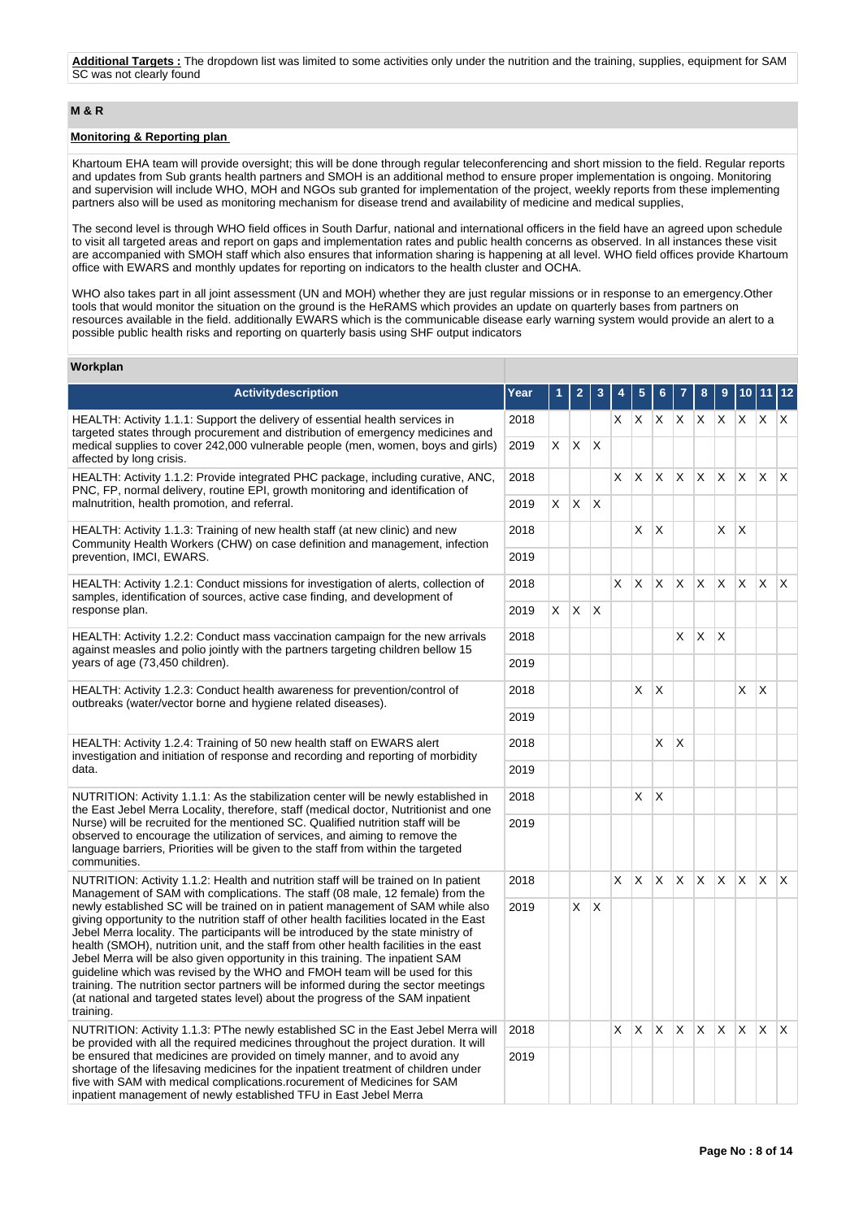**Additional Targets :** The dropdown list was limited to some activities only under the nutrition and the training, supplies, equipment for SAM SC was not clearly found

## M & R

### Monitoring & Reporting plan

Khartoum EHA team will provide oversight; this will be done through regular teleconferencing and short mission to the field. Regular reports and updates from Sub grants health partners and SMOH is an additional method to ensure proper implementation is ongoing. Monitoring and supervision will include WHO, MOH and NGOs sub granted for implementation of the project, weekly reports from these implementing partners also will be used as monitoring mechanism for disease trend and availability of medicine and medical supplies,

The second level is through WHO field offices in South Darfur, national and international officers in the field have an agreed upon schedule to visit all targeted areas and report on gaps and implementation rates and public health concerns as observed. In all instances these visit are accompanied with SMOH staff which also ensures that information sharing is happening at all level. WHO field offices provide Khartoum office with EWARS and monthly updates for reporting on indicators to the health cluster and OCHA.

WHO also takes part in all joint assessment (UN and MOH) whether they are just regular missions or in response to an emergency.Other tools that would monitor the situation on the ground is the HeRAMS which provides an update on quarterly bases from partners on resources available in the field. additionally EWARS which is the communicable disease early warning system would provide an alert to a possible public health risks and reporting on quarterly basis using SHF output indicators

### Workplan

| Activitydescription | Year | 1 | 2 | 3 | 4 | 5 | 6 | 7 | 8 | 9 | 10 | 11 | 12 |
|---|---|---|---|---|---|---|---|---|---|---|---|---|---|
| HEALTH: Activity 1.1.1: Support the delivery of essential health services in targeted states through procurement and distribution of emergency medicines and medical supplies to cover 242,000 vulnerable people (men, women, boys and girls) affected by long crisis. | 2018 | | | | X | X | X | X | X | X | X | X | X |
| | 2019 | X | X | X | | | | | | | | | |
| HEALTH: Activity 1.1.2: Provide integrated PHC package, including curative, ANC, PNC, FP, normal delivery, routine EPI, growth monitoring and identification of malnutrition, health promotion, and referral. | 2018 | | | | X | X | X | X | X | X | X | X | X |
| | 2019 | X | X | X | | | | | | | | | |
| HEALTH: Activity 1.1.3: Training of new health staff (at new clinic) and new Community Health Workers (CHW) on case definition and management, infection prevention, IMCI, EWARS. | 2018 | | | | | X | X | | | X | X | | |
| | 2019 | | | | | | | | | | | | |
| HEALTH: Activity 1.2.1: Conduct missions for investigation of alerts, collection of samples, identification of sources, active case finding, and development of response plan. | 2018 | | | | X | X | X | X | X | X | X | X | X |
| | 2019 | X | X | X | | | | | | | | | |
| HEALTH: Activity 1.2.2: Conduct mass vaccination campaign for the new arrivals against measles and polio jointly with the partners targeting children bellow 15 years of age (73,450 children). | 2018 | | | | | | | X | X | X | | | |
| | 2019 | | | | | | | | | | | | |
| HEALTH: Activity 1.2.3: Conduct health awareness for prevention/control of outbreaks (water/vector borne and hygiene related diseases). | 2018 | | | | | X | X | | | | X | X | |
| | 2019 | | | | | | | | | | | | |
| HEALTH: Activity 1.2.4: Training of 50 new health staff on EWARS alert investigation and initiation of response and recording and reporting of morbidity data. | 2018 | | | | | | X | X | | | | | |
| | 2019 | | | | | | | | | | | | |
| NUTRITION: Activity 1.1.1: As the stabilization center will be newly established in the East Jebel Merra Locality, therefore, staff (medical doctor, Nutritionist and one Nurse) will be recruited for the mentioned SC. Qualified nutrition staff will be observed to encourage the utilization of services, and aiming to remove the language barriers, Priorities will be given to the staff from within the targeted communities. | 2018 | | | | | X | X | | | | | | |
| | 2019 | | | | | | | | | | | | |
| NUTRITION: Activity 1.1.2: Health and nutrition staff will be trained on In patient Management of SAM with complications. The staff (08 male, 12 female) from the newly established SC will be trained on in patient management of SAM while also giving opportunity to the nutrition staff of other health facilities located in the East Jebel Merra locality. The participants will be introduced by the state ministry of health (SMOH), nutrition unit, and the staff from other health facilities in the east Jebel Merra will be also given opportunity in this training. The inpatient SAM guideline which was revised by the WHO and FMOH team will be used for this training. The nutrition sector partners will be informed during the sector meetings (at national and targeted states level) about the progress of the SAM inpatient training. | 2018 | | | | X | X | X | X | X | X | X | X | X |
| | 2019 | | X | X | | | | | | | | | |
| NUTRITION: Activity 1.1.3: PThe newly established SC in the East Jebel Merra will be provided with all the required medicines throughout the project duration. It will be ensured that medicines are provided on timely manner, and to avoid any shortage of the lifesaving medicines for the inpatient treatment of children under five with SAM with medical complications.rocurement of Medicines for SAM inpatient management of newly established TFU in East Jebel Merra | 2018 | | | | X | X | X | X | X | X | X | X | X |
| | 2019 | | | | | | | | | | | | |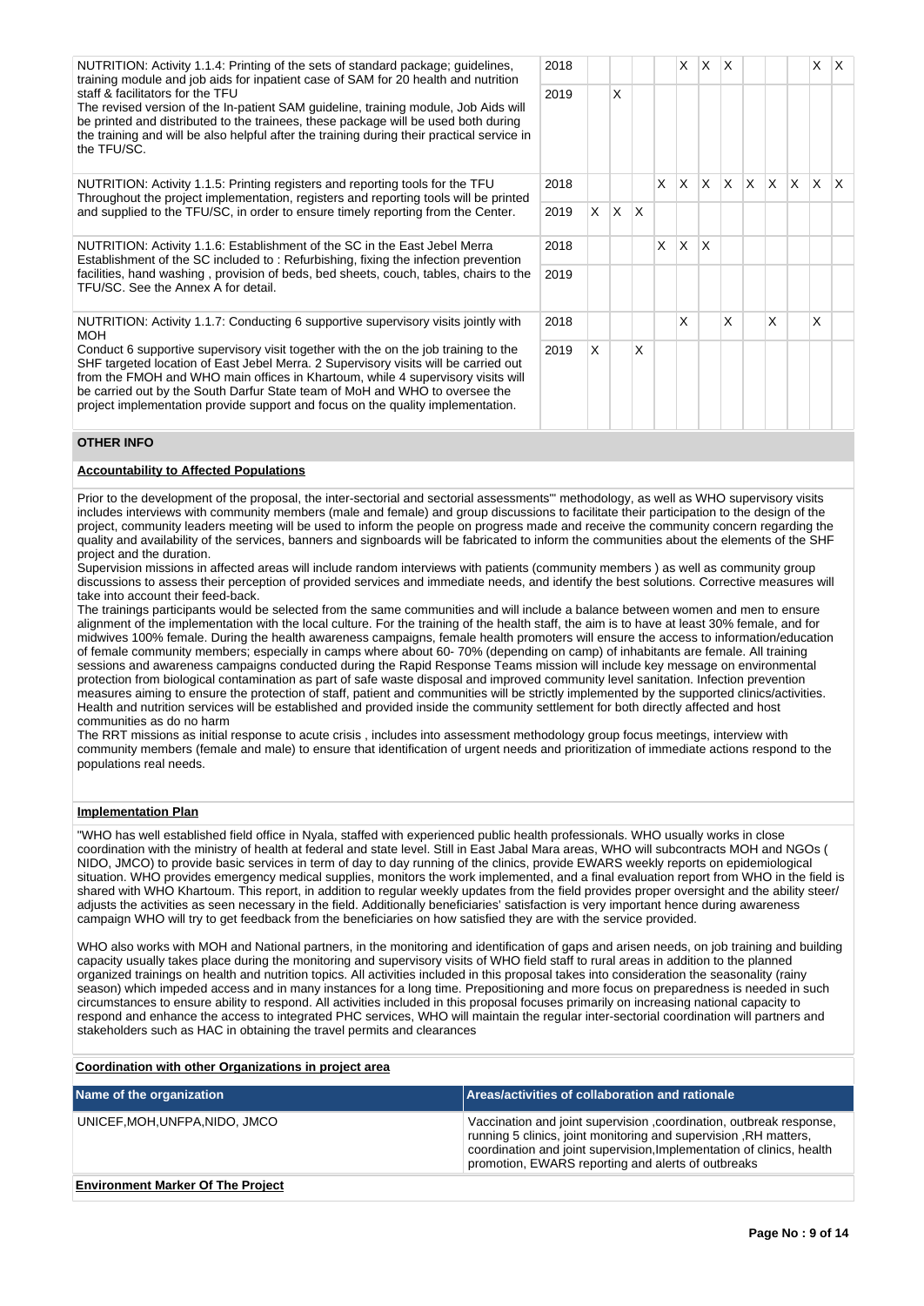| | | | | | | | | | | | | | |
|---|---|---|---|---|---|---|---|---|---|---|---|---|---|
| NUTRITION: Activity 1.1.4: Printing of the sets of standard package; guidelines, training module and job aids for inpatient case of SAM for 20 health and nutrition staff & facilitators for the TFU<br>The revised version of the In-patient SAM guideline, training module, Job Aids will be printed and distributed to the trainees, these package will be used both during the training and will be also helpful after the training during their practical service in the TFU/SC. | 2018 | | | | | X | X | X | | | | X | X |
| | 2019 | | X | | | | | | | | | | |
| NUTRITION: Activity 1.1.5: Printing registers and reporting tools for the TFU<br>Throughout the project implementation, registers and reporting tools will be printed and supplied to the TFU/SC, in order to ensure timely reporting from the Center. | 2018 | | | | X | X | X | X | X | X | X | X | X |
| | 2019 | X | X | X | | | | | | | | | |
| NUTRITION: Activity 1.1.6: Establishment of the SC in the East Jebel Merra<br>Establishment of the SC included to : Refurbishing, fixing the infection prevention facilities, hand washing , provision of beds, bed sheets, couch, tables, chairs to the TFU/SC. See the Annex A for detail. | 2018 | | | | X | X | X | | | | | | |
| | 2019 | | | | | | | | | | | | |
| NUTRITION: Activity 1.1.7: Conducting 6 supportive supervisory visits jointly with MOH<br>Conduct 6 supportive supervisory visit together with the on the job training to the SHF targeted location of East Jebel Merra. 2 Supervisory visits will be carried out from the FMOH and WHO main offices in Khartoum, while 4 supervisory visits will be carried out by the South Darfur State team of MoH and WHO to oversee the project implementation provide support and focus on the quality implementation. | 2018 | | | | | X | | X | | X | | X | |
| | 2019 | X | | X | | | | | | | | | |

## OTHER INFO

**Accountability to Affected Populations**

Prior to the development of the proposal, the inter-sectorial and sectorial assessments'" methodology, as well as WHO supervisory visits includes interviews with community members (male and female) and group discussions to facilitate their participation to the design of the project, community leaders meeting will be used to inform the people on progress made and receive the community concern regarding the quality and availability of the services, banners and signboards will be fabricated to inform the communities about the elements of the SHF project and the duration.
Supervision missions in affected areas will include random interviews with patients (community members ) as well as community group discussions to assess their perception of provided services and immediate needs, and identify the best solutions. Corrective measures will take into account their feed-back.
The trainings participants would be selected from the same communities and will include a balance between women and men to ensure alignment of the implementation with the local culture. For the training of the health staff, the aim is to have at least 30% female, and for midwives 100% female. During the health awareness campaigns, female health promoters will ensure the access to information/education of female community members; especially in camps where about 60- 70% (depending on camp) of inhabitants are female. All training sessions and awareness campaigns conducted during the Rapid Response Teams mission will include key message on environmental protection from biological contamination as part of safe waste disposal and improved community level sanitation. Infection prevention measures aiming to ensure the protection of staff, patient and communities will be strictly implemented by the supported clinics/activities. Health and nutrition services will be established and provided inside the community settlement for both directly affected and host communities as do no harm
The RRT missions as initial response to acute crisis , includes into assessment methodology group focus meetings, interview with community members (female and male) to ensure that identification of urgent needs and prioritization of immediate actions respond to the populations real needs.

**Implementation Plan**

"WHO has well established field office in Nyala, staffed with experienced public health professionals. WHO usually works in close coordination with the ministry of health at federal and state level. Still in East Jabal Mara areas, WHO will subcontracts MOH and NGOs ( NIDO, JMCO) to provide basic services in term of day to day running of the clinics, provide EWARS weekly reports on epidemiological situation. WHO provides emergency medical supplies, monitors the work implemented, and a final evaluation report from WHO in the field is shared with WHO Khartoum. This report, in addition to regular weekly updates from the field provides proper oversight and the ability steer/ adjusts the activities as seen necessary in the field. Additionally beneficiaries' satisfaction is very important hence during awareness campaign WHO will try to get feedback from the beneficiaries on how satisfied they are with the service provided.

WHO also works with MOH and National partners, in the monitoring and identification of gaps and arisen needs, on job training and building capacity usually takes place during the monitoring and supervisory visits of WHO field staff to rural areas in addition to the planned organized trainings on health and nutrition topics. All activities included in this proposal takes into consideration the seasonality (rainy season) which impeded access and in many instances for a long time. Prepositioning and more focus on preparedness is needed in such circumstances to ensure ability to respond. All activities included in this proposal focuses primarily on increasing national capacity to respond and enhance the access to integrated PHC services, WHO will maintain the regular inter-sectorial coordination will partners and stakeholders such as HAC in obtaining the travel permits and clearances

**Coordination with other Organizations in project area**

| Name of the organization | Areas/activities of collaboration and rationale |
|---|---|
| UNICEF,MOH,UNFPA,NIDO, JMCO | Vaccination and joint supervision ,coordination, outbreak response, running 5 clinics, joint monitoring and supervision ,RH matters, coordination and joint supervision,Implementation of clinics, health promotion, EWARS reporting and alerts of outbreaks |

**Environment Marker Of The Project**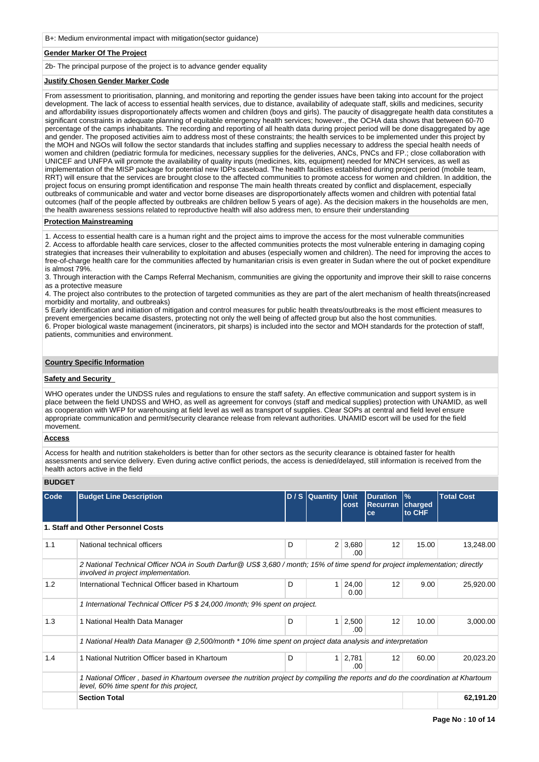B+: Medium environmental impact with mitigation(sector guidance)

**Gender Marker Of The Project**

2b- The principal purpose of the project is to advance gender equality

**Justify Chosen Gender Marker Code**

From assessment to prioritisation, planning, and monitoring and reporting the gender issues have been taking into account for the project development. The lack of access to essential health services, due to distance, availability of adequate staff, skills and medicines, security and affordability issues disproportionately affects women and children (boys and girls). The paucity of disaggregate health data constitutes a significant constraints in adequate planning of equitable emergency health services; however., the OCHA data shows that between 60-70 percentage of the camps inhabitants. The recording and reporting of all health data during project period will be done disaggregated by age and gender. The proposed activities aim to address most of these constraints; the health services to be implemented under this project by the MOH and NGOs will follow the sector standards that includes staffing and supplies necessary to address the special health needs of women and children (pediatric formula for medicines, necessary supplies for the deliveries, ANCs, PNCs and FP.; close collaboration with UNICEF and UNFPA will promote the availability of quality inputs (medicines, kits, equipment) needed for MNCH services, as well as implementation of the MISP package for potential new IDPs caseload. The health facilities established during project period (mobile team, RRT) will ensure that the services are brought close to the affected communities to promote access for women and children. In addition, the project focus on ensuring prompt identification and response The main health threats created by conflict and displacement, especially outbreaks of communicable and water and vector borne diseases are disproportionately affects women and children with potential fatal outcomes (half of the people affected by outbreaks are children bellow 5 years of age). As the decision makers in the households are men, the health awareness sessions related to reproductive health will also address men, to ensure their understanding

**Protection Mainstreaming**

1. Access to essential health care is a human right and the project aims to improve the access for the most vulnerable communities
2. Access to affordable health care services, closer to the affected communities protects the most vulnerable entering in damaging coping strategies that increases their vulnerability to exploitation and abuses (especially women and children). The need for improving the acces to free-of-charge health care for the communities affected by humanitarian crisis is even greater in Sudan where the out of pocket expenditure is almost 79%.
3. Through interaction with the Camps Referral Mechanism, communities are giving the opportunity and improve their skill to raise concerns as a protective measure
4. The project also contributes to the protection of targeted communities as they are part of the alert mechanism of health threats(increased morbidity and mortality, and outbreaks)
5 Early identification and initiation of mitigation and control measures for public health threats/outbreaks is the most efficient measures to prevent emergencies became disasters, protecting not only the well being of affected group but also the host communities.
6. Proper biological waste management (incinerators, pit sharps) is included into the sector and MOH standards for the protection of staff, patients, communities and environment.

**Country Specific Information**

**Safety and Security**

WHO operates under the UNDSS rules and regulations to ensure the staff safety. An effective communication and support system is in place between the field UNDSS and WHO, as well as agreement for convoys (staff and medical supplies) protection with UNAMID, as well as cooperation with WFP for warehousing at field level as well as transport of supplies. Clear SOPs at central and field level ensure appropriate communication and permit/security clearance release from relevant authorities. UNAMID escort will be used for the field movement.

**Access**

Access for health and nutrition stakeholders is better than for other sectors as the security clearance is obtained faster for health assessments and service delivery. Even during active conflict periods, the access is denied/delayed, still information is received from the health actors active in the field

**BUDGET**

| Code | Budget Line Description | D / S | Quantity | Unit cost | Duration Recurrance | % charged to CHF | Total Cost |
|---|---|---|---|---|---|---|---|
| **1. Staff and Other Personnel Costs** | | | | | | | |
| 1.1 | National technical officers | D | 2 | 3,680.00 | 12 | 15.00 | 13,248.00 |
| | *2 National Technical Officer NOA in South Darfur@ US$ 3,680 / month; 15% of time spend for project implementation; directly involved in project implementation.* | | | | | | |
| 1.2 | International Technical Officer based in Khartoum | D | 1 | 24,000.00 | 12 | 9.00 | 25,920.00 |
| | *1 International Technical Officer P5 $ 24,000 /month; 9% spent on project.* | | | | | | |
| 1.3 | 1 National Health Data Manager | D | 1 | 2,500.00 | 12 | 10.00 | 3,000.00 |
| | *1 National Health Data Manager @ 2,500/month * 10% time spent on project data analysis and interpretation* | | | | | | |
| 1.4 | 1 National Nutrition Officer based in Khartoum | D | 1 | 2,781.00 | 12 | 60.00 | 20,023.20 |
| | *1 National Officer , based in Khartoum oversee the nutrition project by compiling the reports and do the coordination at Khartoum level, 60% time spent for this project,* | | | | | | |
| | **Section Total** | | | | | | **62,191.20** |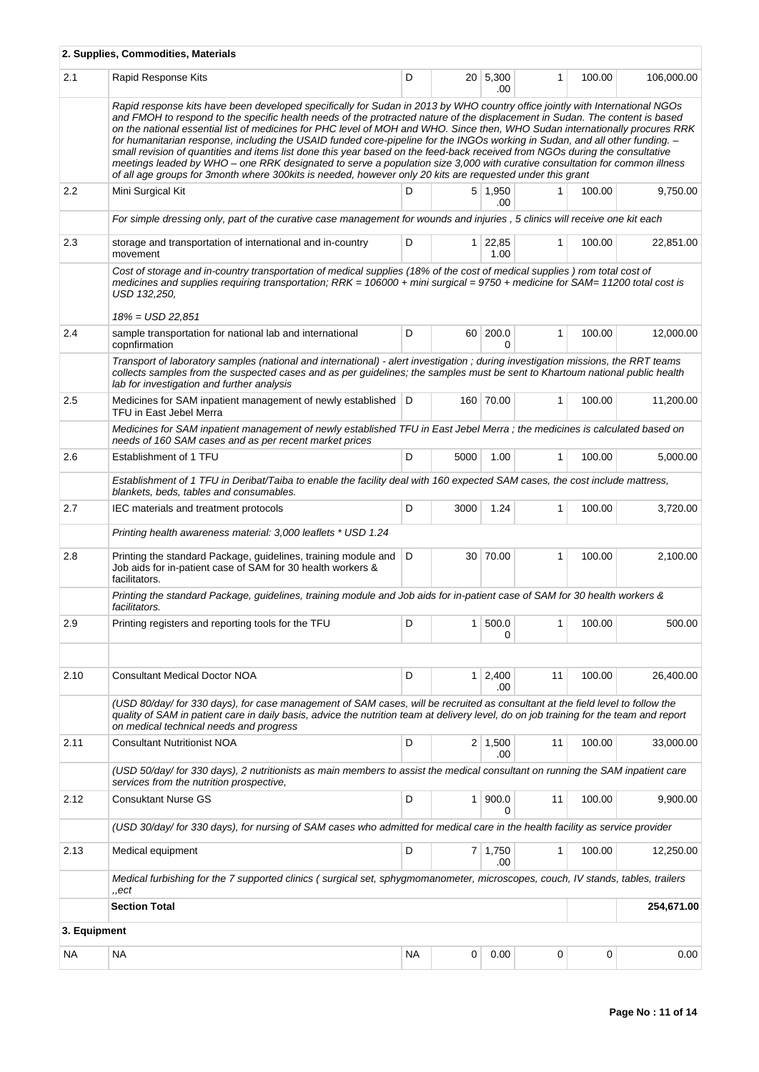| | | | | | | | |
|---|---|---|---|---|---|---|---|
| **2. Supplies, Commodities, Materials** | | | | | | | |
| 2.1 | Rapid Response Kits | D | 20 | 5,300.00 | 1 | 100.00 | 106,000.00 |
| | *Rapid response kits have been developed specifically for Sudan in 2013 by WHO country office jointly with International NGOs and FMOH to respond to the specific health needs of the protracted nature of the displacement in Sudan. The content is based on the national essential list of medicines for PHC level of MOH and WHO. Since then, WHO Sudan internationally procures RRK for humanitarian response, including the USAID funded core-pipeline for the INGOs working in Sudan, and all other funding. – small revision of quantities and items list done this year based on the feed-back received from NGOs during the consultative meetings leaded by WHO – one RRK designated to serve a population size 3,000 with curative consultation for common illness of all age groups for 3month where 300kits is needed, however only 20 kits are requested under this grant* | | | | | | |
| 2.2 | Mini Surgical Kit | D | 5 | 1,950.00 | 1 | 100.00 | 9,750.00 |
| | *For simple dressing only, part of the curative case management for wounds and injuries , 5 clinics will receive one kit each* | | | | | | |
| 2.3 | storage and transportation of international and in-country movement | D | 1 | 22,851.00 | 1 | 100.00 | 22,851.00 |
| | *Cost of storage and in-country transportation of medical supplies (18% of the cost of medical supplies ) rom total cost of medicines and supplies requiring transportation; RRK = 106000 + mini surgical = 9750 + medicine for SAM= 11200 total cost is USD 132,250,*<br><br>*18% = USD 22,851* | | | | | | |
| 2.4 | sample transportation for national lab and international copnfirmation | D | 60 | 200.00 | 1 | 100.00 | 12,000.00 |
| | *Transport of laboratory samples (national and international) - alert investigation ; during investigation missions, the RRT teams collects samples from the suspected cases and as per guidelines; the samples must be sent to Khartoum national public health lab for investigation and further analysis* | | | | | | |
| 2.5 | Medicines for SAM inpatient management of newly established TFU in East Jebel Merra | D | 160 | 70.00 | 1 | 100.00 | 11,200.00 |
| | *Medicines for SAM inpatient management of newly established TFU in East Jebel Merra ; the medicines is calculated based on needs of 160 SAM cases and as per recent market prices* | | | | | | |
| 2.6 | Establishment of 1 TFU | D | 5000 | 1.00 | 1 | 100.00 | 5,000.00 |
| | *Establishment of 1 TFU in Deribat/Taiba to enable the facility deal with 160 expected SAM cases, the cost include mattress, blankets, beds, tables and consumables.* | | | | | | |
| 2.7 | IEC materials and treatment protocols | D | 3000 | 1.24 | 1 | 100.00 | 3,720.00 |
| | *Printing health awareness material: 3,000 leaflets * USD 1.24* | | | | | | |
| 2.8 | Printing the standard Package, guidelines, training module and Job aids for in-patient case of SAM for 30 health workers & facilitators. | D | 30 | 70.00 | 1 | 100.00 | 2,100.00 |
| | *Printing the standard Package, guidelines, training module and Job aids for in-patient case of SAM for 30 health workers & facilitators.* | | | | | | |
| 2.9 | Printing registers and reporting tools for the TFU | D | 1 | 500.00 | 1 | 100.00 | 500.00 |
| | | | | | | | |
| 2.10 | Consultant Medical Doctor NOA | D | 1 | 2,400.00 | 11 | 100.00 | 26,400.00 |
| | *(USD 80/day/ for 330 days), for case management of SAM cases, will be recruited as consultant at the field level to follow the quality of SAM in patient care in daily basis, advice the nutrition team at delivery level, do on job training for the team and report on medical technical needs and progress* | | | | | | |
| 2.11 | Consultant Nutritionist NOA | D | 2 | 1,500.00 | 11 | 100.00 | 33,000.00 |
| | *(USD 50/day/ for 330 days), 2 nutritionists as main members to assist the medical consultant on running the SAM inpatient care services from the nutrition prospective,* | | | | | | |
| 2.12 | Consuktant Nurse GS | D | 1 | 900.00 | 11 | 100.00 | 9,900.00 |
| | *(USD 30/day/ for 330 days), for nursing of SAM cases who admitted for medical care in the health facility as service provider* | | | | | | |
| 2.13 | Medical equipment | D | 7 | 1,750.00 | 1 | 100.00 | 12,250.00 |
| | *Medical furbishing for the 7 supported clinics ( surgical set, sphygmomanometer, microscopes, couch, IV stands, tables, trailers ,,ect* | | | | | | |
| | **Section Total** | | | | | | **254,671.00** |
| **3. Equipment** | | | | | | | |
| NA | NA | NA | 0 | 0.00 | 0 | 0 | 0.00 |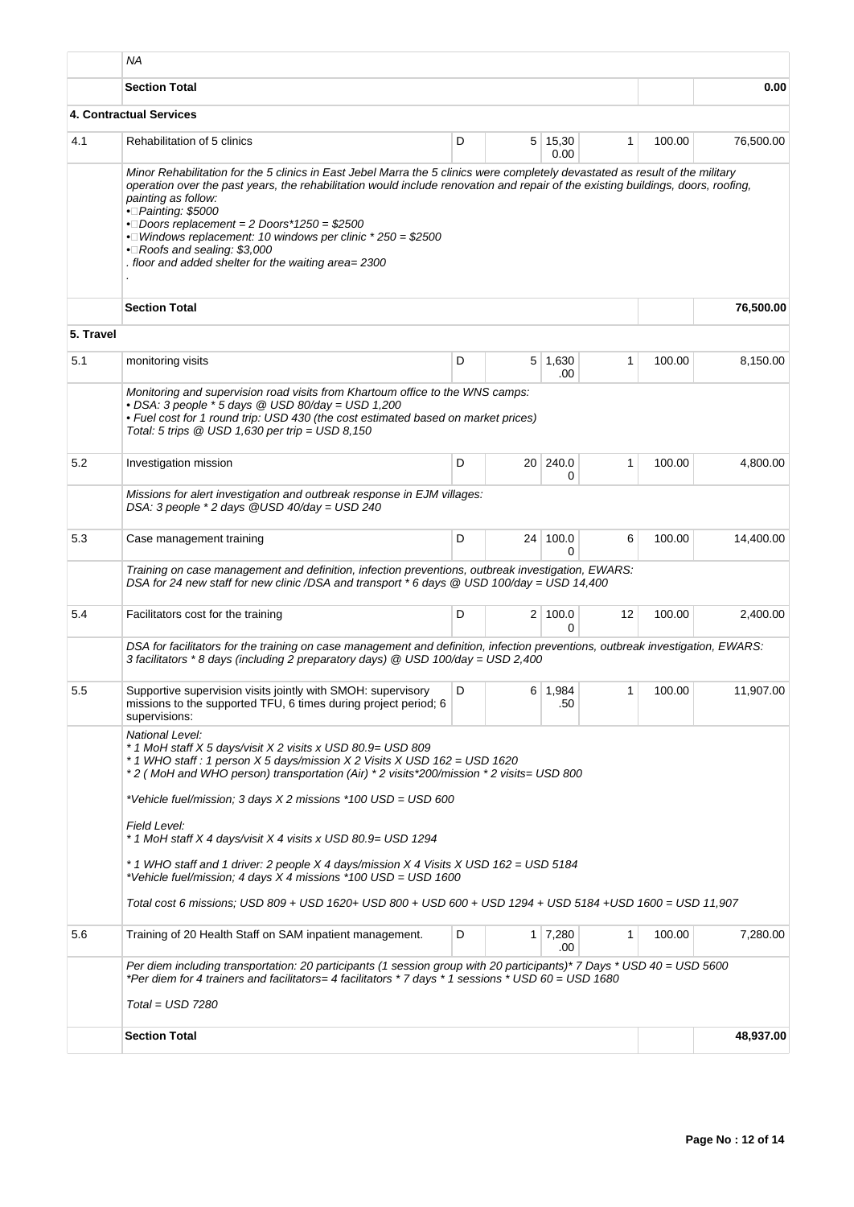| | | | | | | | |
|---|---|---|---|---|---|---|---|
| | NA | | | | | | |
| | **Section Total** | | | | | | **0.00** |
| **4. Contractual Services** | | | | | | | |
| 4.1 | Rehabilitation of 5 clinics | D | 5 | 15,300.00 | 1 | 100.00 | 76,500.00 |
| | *Minor Rehabilitation for the 5 clinics in East Jebel Marra the 5 clinics were completely devastated as result of the military operation over the past years, the rehabilitation would include renovation and repair of the existing buildings, doors, roofing, painting as follow:*<br>*• Painting: $5000*<br>*• Doors replacement = 2 Doors*1250 = $2500*<br>*• Windows replacement: 10 windows per clinic * 250 = $2500*<br>*• Roofs and sealing: $3,000*<br>*. floor and added shelter for the waiting area= 2300*<br>*.* | | | | | | |
| | **Section Total** | | | | | | **76,500.00** |
| **5. Travel** | | | | | | | |
| 5.1 | monitoring visits | D | 5 | 1,630.00 | 1 | 100.00 | 8,150.00 |
| | *Monitoring and supervision road visits from Khartoum office to the WNS camps:*<br>*• DSA: 3 people * 5 days @ USD 80/day = USD 1,200*<br>*• Fuel cost for 1 round trip: USD 430 (the cost estimated based on market prices)*<br>*Total: 5 trips @ USD 1,630 per trip = USD 8,150* | | | | | | |
| 5.2 | Investigation mission | D | 20 | 240.00 | 1 | 100.00 | 4,800.00 |
| | *Missions for alert investigation and outbreak response in EJM villages:*<br>*DSA: 3 people * 2 days @USD 40/day = USD 240* | | | | | | |
| 5.3 | Case management training | D | 24 | 100.00 | 6 | 100.00 | 14,400.00 |
| | *Training on case management and definition, infection preventions, outbreak investigation, EWARS:*<br>*DSA for 24 new staff for new clinic /DSA and transport * 6 days @ USD 100/day = USD 14,400* | | | | | | |
| 5.4 | Facilitators cost for the training | D | 2 | 100.00 | 12 | 100.00 | 2,400.00 |
| | *DSA for facilitators for the training on case management and definition, infection preventions, outbreak investigation, EWARS:*<br>*3 facilitators * 8 days (including 2 preparatory days) @ USD 100/day = USD 2,400* | | | | | | |
| 5.5 | Supportive supervision visits jointly with SMOH: supervisory missions to the supported TFU, 6 times during project period; 6 supervisions: | D | 6 | 1,984.50 | 1 | 100.00 | 11,907.00 |
| | *National Level:*<br>** 1 MoH staff X 5 days/visit X 2 visits x USD 80.9= USD 809*<br>** 1 WHO staff : 1 person X 5 days/mission X 2 Visits X USD 162 = USD 1620*<br>** 2 ( MoH and WHO person) transportation (Air) * 2 visits*200/mission * 2 visits= USD 800*<br><br>**Vehicle fuel/mission; 3 days X 2 missions *100 USD = USD 600*<br><br>*Field Level:*<br>** 1 MoH staff X 4 days/visit X 4 visits x USD 80.9= USD 1294*<br><br>** 1 WHO staff and 1 driver: 2 people X 4 days/mission X 4 Visits X USD 162 = USD 5184*<br>**Vehicle fuel/mission; 4 days X 4 missions *100 USD = USD 1600*<br><br>*Total cost 6 missions; USD 809 + USD 1620+ USD 800 + USD 600 + USD 1294 + USD 5184 +USD 1600 = USD 11,907* | | | | | | |
| 5.6 | Training of 20 Health Staff on SAM inpatient management. | D | 1 | 7,280.00 | 1 | 100.00 | 7,280.00 |
| | *Per diem including transportation: 20 participants (1 session group with 20 participants)* 7 Days * USD 40 = USD 5600*<br>**Per diem for 4 trainers and facilitators= 4 facilitators * 7 days * 1 sessions * USD 60 = USD 1680*<br><br>*Total = USD 7280* | | | | | | |
| | **Section Total** | | | | | | **48,937.00** |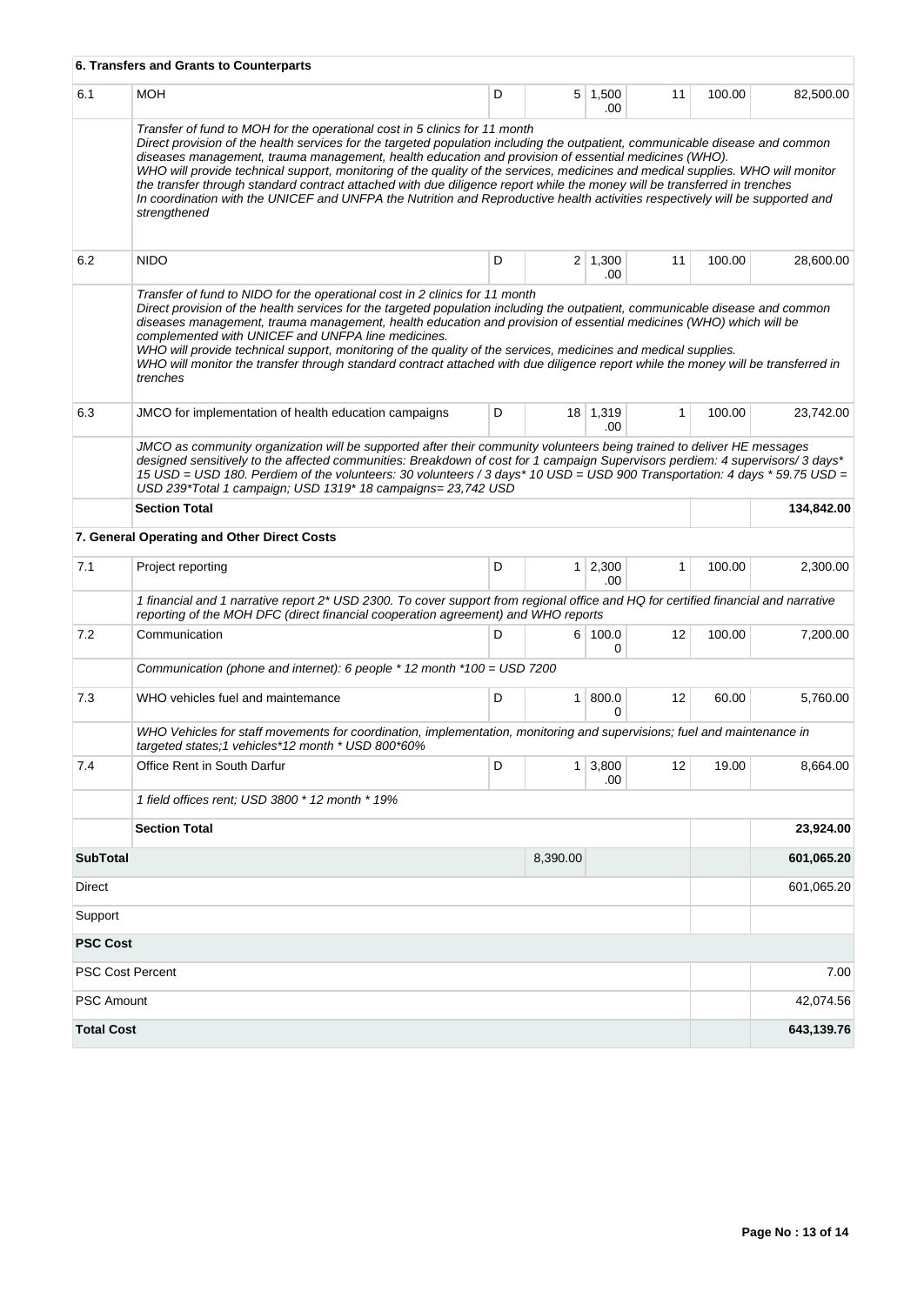| | | | | | | | |
|---|---|---|---|---|---|---|---|
| **6. Transfers and Grants to Counterparts** | | | | | | | |
| 6.1 | MOH | D | 5 | 1,500.00 | 11 | 100.00 | 82,500.00 |
| | *Transfer of fund to MOH for the operational cost in 5 clinics for 11 month<br>Direct provision of the health services for the targeted population including the outpatient, communicable disease and common diseases management, trauma management, health education and provision of essential medicines (WHO).<br>WHO will provide technical support, monitoring of the quality of the services, medicines and medical supplies. WHO will monitor the transfer through standard contract attached with due diligence report while the money will be transferred in trenches<br>In coordination with the UNICEF and UNFPA the Nutrition and Reproductive health activities respectively will be supported and strengthened* | | | | | | |
| 6.2 | NIDO | D | 2 | 1,300.00 | 11 | 100.00 | 28,600.00 |
| | *Transfer of fund to NIDO for the operational cost in 2 clinics for 11 month<br>Direct provision of the health services for the targeted population including the outpatient, communicable disease and common diseases management, trauma management, health education and provision of essential medicines (WHO) which will be complemented with UNICEF and UNFPA line medicines.<br>WHO will provide technical support, monitoring of the quality of the services, medicines and medical supplies.<br>WHO will monitor the transfer through standard contract attached with due diligence report while the money will be transferred in trenches* | | | | | | |
| 6.3 | JMCO for implementation of health education campaigns | D | 18 | 1,319.00 | 1 | 100.00 | 23,742.00 |
| | *JMCO as community organization will be supported after their community volunteers being trained to deliver HE messages designed sensitively to the affected communities: Breakdown of cost for 1 campaign Supervisors perdiem: 4 supervisors/ 3 days* 15 USD = USD 180. Perdiem of the volunteers: 30 volunteers / 3 days* 10 USD = USD 900 Transportation: 4 days * 59.75 USD = USD 239*Total 1 campaign; USD 1319* 18 campaigns= 23,742 USD* | | | | | | |
| | **Section Total** | | | | | | **134,842.00** |
| **7. General Operating and Other Direct Costs** | | | | | | | |
| 7.1 | Project reporting | D | 1 | 2,300.00 | 1 | 100.00 | 2,300.00 |
| | *1 financial and 1 narrative report 2* USD 2300. To cover support from regional office and HQ for certified financial and narrative reporting of the MOH DFC (direct financial cooperation agreement) and WHO reports* | | | | | | |
| 7.2 | Communication | D | 6 | 100.00 | 12 | 100.00 | 7,200.00 |
| | *Communication (phone and internet): 6 people * 12 month *100 = USD 7200* | | | | | | |
| 7.3 | WHO vehicles fuel and maintemance | D | 1 | 800.00 | 12 | 60.00 | 5,760.00 |
| | *WHO Vehicles for staff movements for coordination, implementation, monitoring and supervisions; fuel and maintenance in targeted states;1 vehicles*12 month * USD 800*60%* | | | | | | |
| 7.4 | Office Rent in South Darfur | D | 1 | 3,800.00 | 12 | 19.00 | 8,664.00 |
| | *1 field offices rent; USD 3800 * 12 month * 19%* | | | | | | |
| | **Section Total** | | | | | | **23,924.00** |
| **SubTotal** | | | 8,390.00 | | | | **601,065.20** |
| Direct | | | | | | | 601,065.20 |
| Support | | | | | | | |
| **PSC Cost** | | | | | | | |
| PSC Cost Percent | | | | | | | 7.00 |
| PSC Amount | | | | | | | 42,074.56 |
| **Total Cost** | | | | | | | **643,139.76** |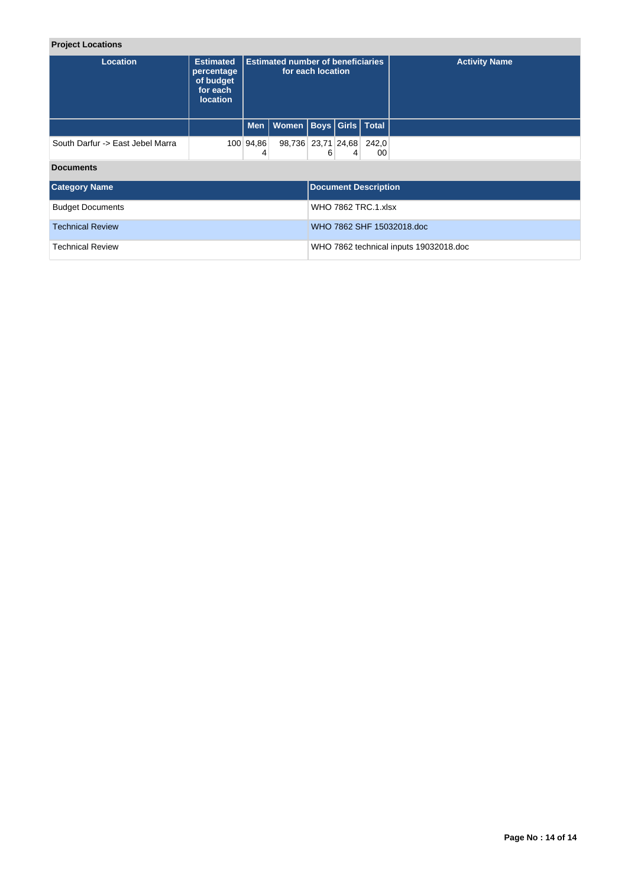## Project Locations

| Location | Estimated percentage of budget for each location | Estimated number of beneficiaries for each location | | | | | Activity Name |
|---|---|---|---|---|---|---|---|
| | | Men | Women | Boys | Girls | Total | |
| South Darfur -> East Jebel Marra | 100 | 94,864 | 98,736 | 23,716 | 24,684 | 242,000 | |

## Documents

| Category Name | Document Description |
|---|---|
| Budget Documents | WHO 7862 TRC.1.xlsx |
| Technical Review | WHO 7862 SHF 15032018.doc |
| Technical Review | WHO 7862 technical inputs 19032018.doc |